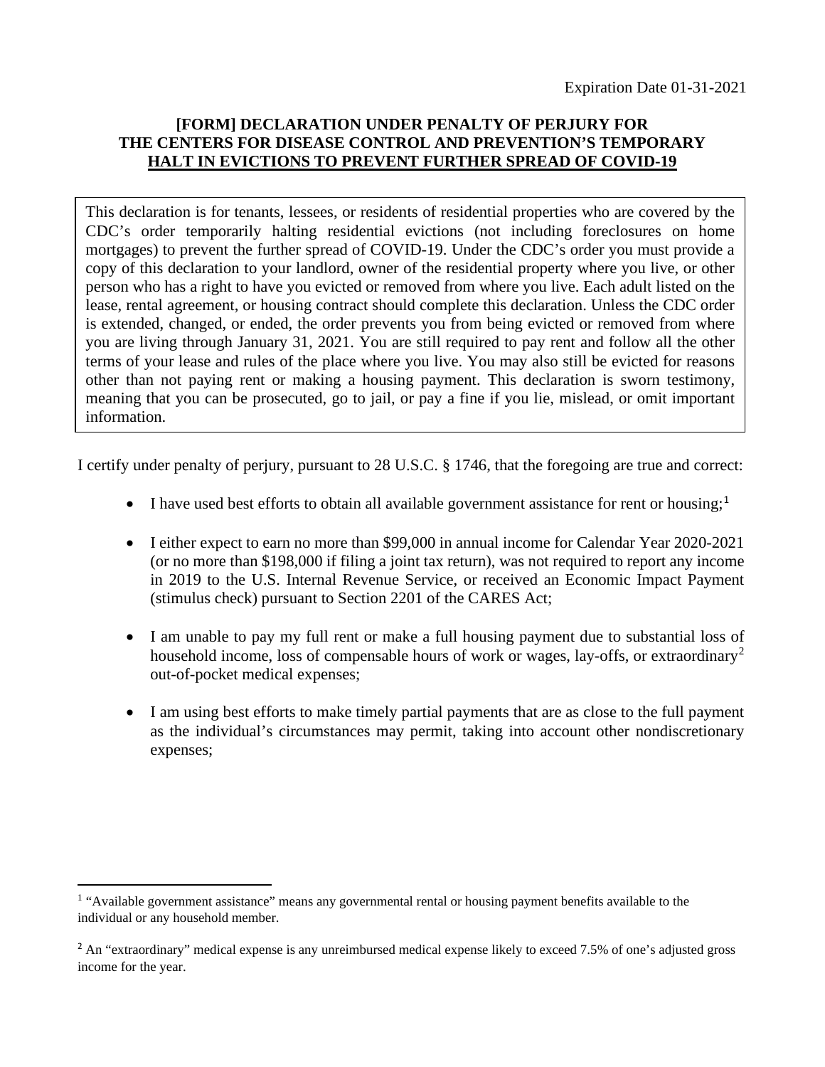Expiration Date 01-31-2021

**[FORM] DECLARATION UNDER PENALTY OF PERJURY FOR THE CENTERS FOR DISEASE CONTROL AND PREVENTION'S TEMPORARY HALT IN EVICTIONS TO PREVENT FURTHER SPREAD OF COVID-19**

This declaration is for tenants, lessees, or residents of residential properties who are covered by the CDC's order temporarily halting residential evictions (not including foreclosures on home mortgages) to prevent the further spread of COVID-19. Under the CDC's order you must provide a copy of this declaration to your landlord, owner of the residential property where you live, or other person who has a right to have you evicted or removed from where you live. Each adult listed on the lease, rental agreement, or housing contract should complete this declaration. Unless the CDC order is extended, changed, or ended, the order prevents you from being evicted or removed from where you are living through January 31, 2021. You are still required to pay rent and follow all the other terms of your lease and rules of the place where you live. You may also still be evicted for reasons other than not paying rent or making a housing payment. This declaration is sworn testimony, meaning that you can be prosecuted, go to jail, or pay a fine if you lie, mislead, or omit important information.

I certify under penalty of perjury, pursuant to 28 U.S.C. § 1746, that the foregoing are true and correct:

- I have used best efforts to obtain all available government assistance for rent or housing;[1]
- I either expect to earn no more than $99,000 in annual income for Calendar Year 2020-2021 (or no more than $198,000 if filing a joint tax return), was not required to report any income in 2019 to the U.S. Internal Revenue Service, or received an Economic Impact Payment (stimulus check) pursuant to Section 2201 of the CARES Act;
- I am unable to pay my full rent or make a full housing payment due to substantial loss of household income, loss of compensable hours of work or wages, lay-offs, or extraordinary[2] out-of-pocket medical expenses;
- I am using best efforts to make timely partial payments that are as close to the full payment as the individual's circumstances may permit, taking into account other nondiscretionary expenses;

[1] "Available government assistance" means any governmental rental or housing payment benefits available to the individual or any household member.

[2] An "extraordinary" medical expense is any unreimbursed medical expense likely to exceed 7.5% of one's adjusted gross income for the year.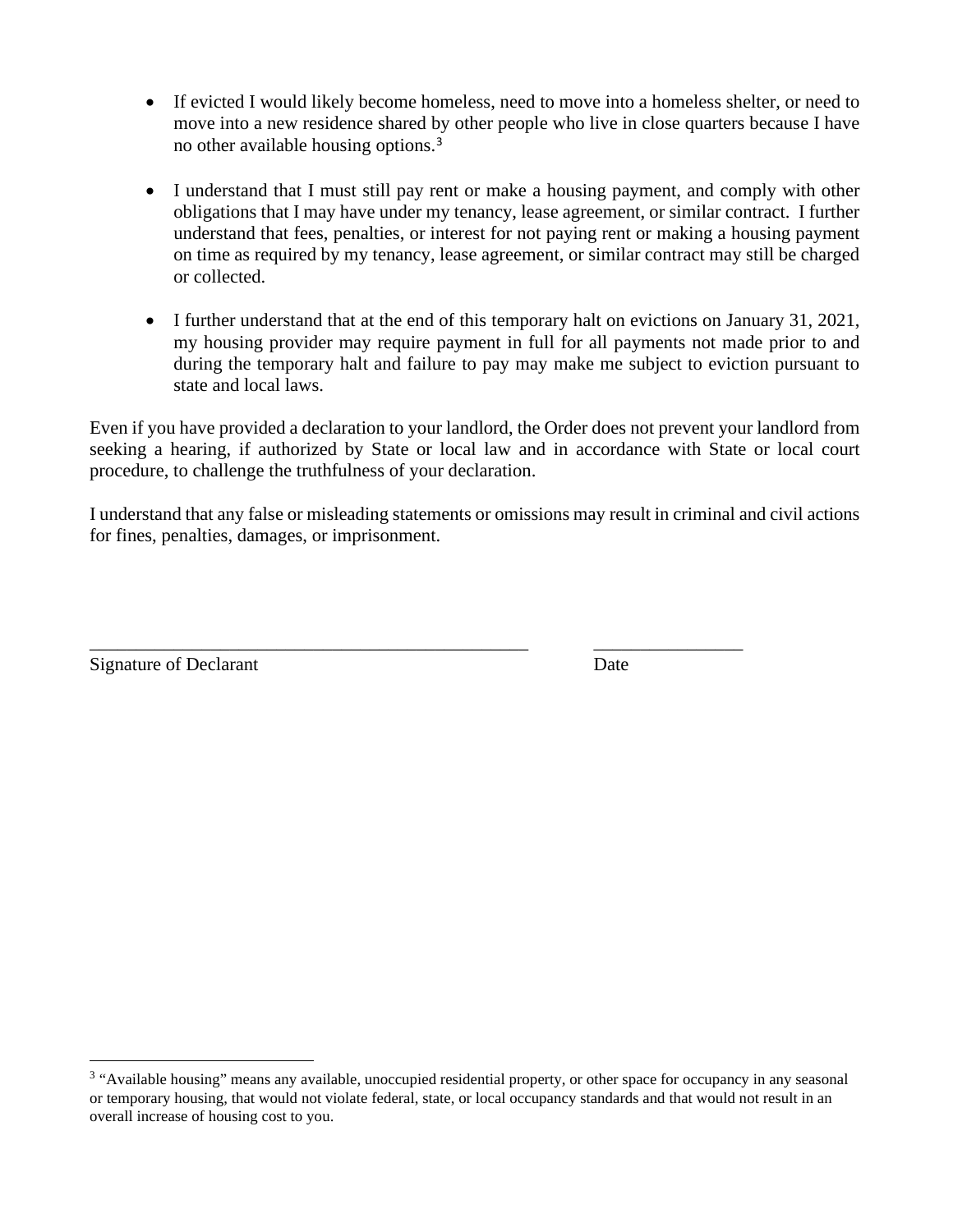- If evicted I would likely become homeless, need to move into a homeless shelter, or need to move into a new residence shared by other people who live in close quarters because I have no other available housing options.[3]

- I understand that I must still pay rent or make a housing payment, and comply with other obligations that I may have under my tenancy, lease agreement, or similar contract. I further understand that fees, penalties, or interest for not paying rent or making a housing payment on time as required by my tenancy, lease agreement, or similar contract may still be charged or collected.

- I further understand that at the end of this temporary halt on evictions on January 31, 2021, my housing provider may require payment in full for all payments not made prior to and during the temporary halt and failure to pay may make me subject to eviction pursuant to state and local laws.

Even if you have provided a declaration to your landlord, the Order does not prevent your landlord from seeking a hearing, if authorized by State or local law and in accordance with State or local court procedure, to challenge the truthfulness of your declaration.

I understand that any false or misleading statements or omissions may result in criminal and civil actions for fines, penalties, damages, or imprisonment.

\_\_\_\_\_\_\_\_\_\_\_\_\_\_\_\_\_\_\_\_\_\_\_\_\_\_\_\_\_\_\_\_\_\_\_\_\_\_\_\_\_\_\_\_\_\_\_\_ \_\_\_\_\_\_\_\_\_\_\_\_\_\_\_\_\_

Signature of Declarant Date

[3] "Available housing" means any available, unoccupied residential property, or other space for occupancy in any seasonal or temporary housing, that would not violate federal, state, or local occupancy standards and that would not result in an overall increase of housing cost to you.